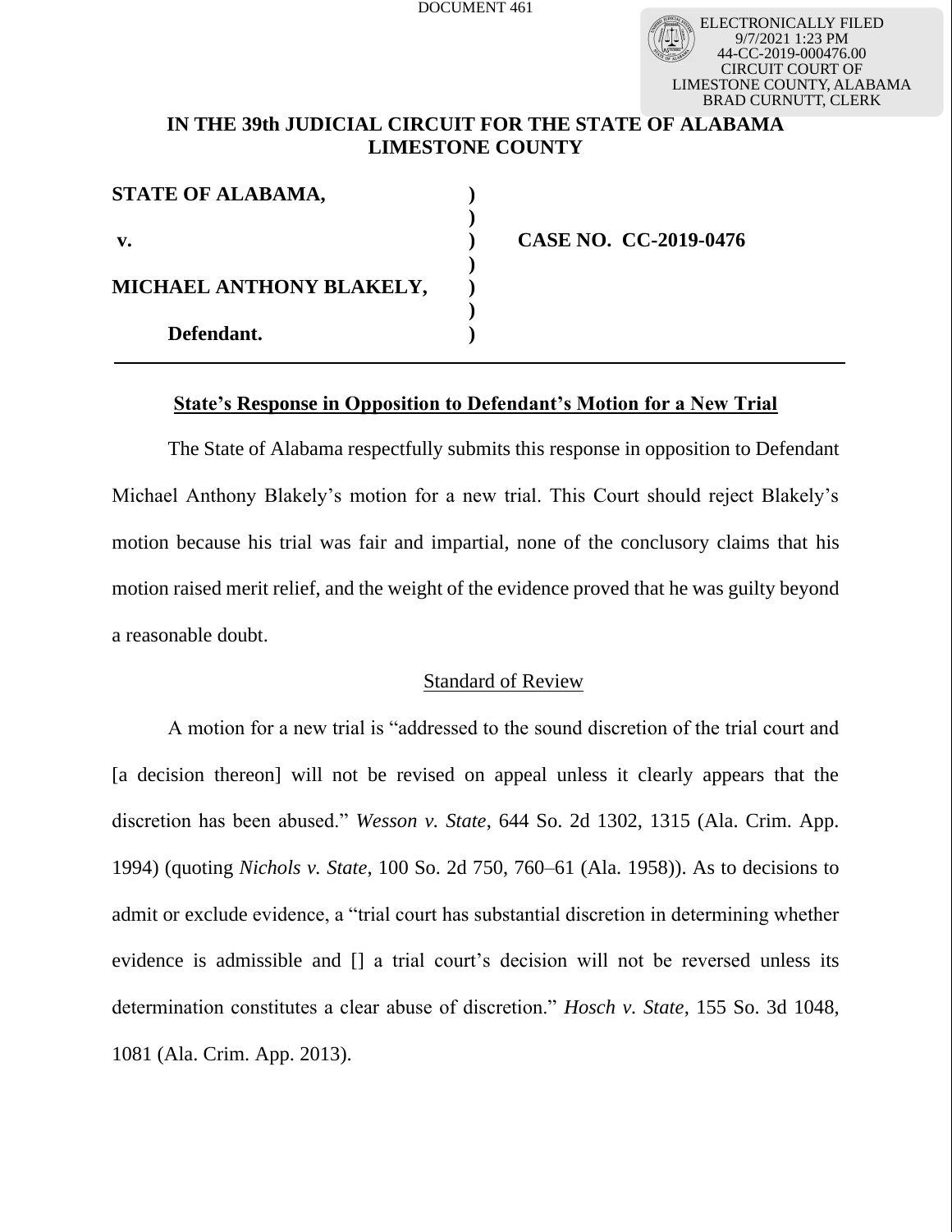DOCUMENT 461

ELECTRONICALLY FILED
9/7/2021 1:23 PM
44-CC-2019-000476.00
CIRCUIT COURT OF
LIMESTONE COUNTY, ALABAMA
BRAD CURNUTT, CLERK

**IN THE 39th JUDICIAL CIRCUIT FOR THE STATE OF ALABAMA**
**LIMESTONE COUNTY**

| | | |
|---|---|---|
| **STATE OF ALABAMA,** | **)** | |
| | **)** | |
| **v.** | **)** | **CASE NO. CC-2019-0476** |
| | **)** | |
| **MICHAEL ANTHONY BLAKELY,** | **)** | |
| | **)** | |
| **Defendant.** | **)** | |

## State's Response in Opposition to Defendant's Motion for a New Trial

The State of Alabama respectfully submits this response in opposition to Defendant Michael Anthony Blakely's motion for a new trial. This Court should reject Blakely's motion because his trial was fair and impartial, none of the conclusory claims that his motion raised merit relief, and the weight of the evidence proved that he was guilty beyond a reasonable doubt.

### Standard of Review

A motion for a new trial is "addressed to the sound discretion of the trial court and [a decision thereon] will not be revised on appeal unless it clearly appears that the discretion has been abused." *Wesson v. State*, 644 So. 2d 1302, 1315 (Ala. Crim. App. 1994) (quoting *Nichols v. State*, 100 So. 2d 750, 760–61 (Ala. 1958)). As to decisions to admit or exclude evidence, a "trial court has substantial discretion in determining whether evidence is admissible and [] a trial court's decision will not be reversed unless its determination constitutes a clear abuse of discretion." *Hosch v. State*, 155 So. 3d 1048, 1081 (Ala. Crim. App. 2013).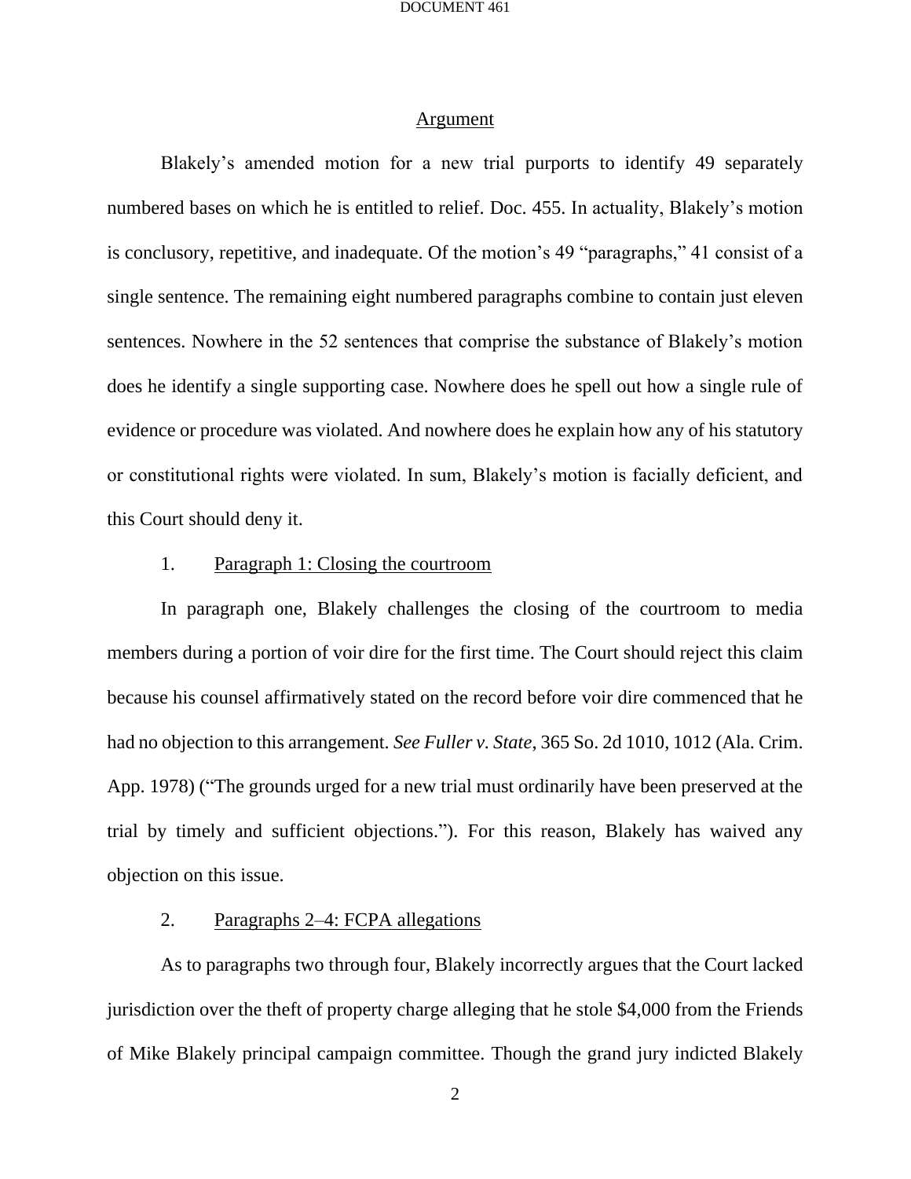## Argument

Blakely's amended motion for a new trial purports to identify 49 separately numbered bases on which he is entitled to relief. Doc. 455. In actuality, Blakely's motion is conclusory, repetitive, and inadequate. Of the motion's 49 "paragraphs," 41 consist of a single sentence. The remaining eight numbered paragraphs combine to contain just eleven sentences. Nowhere in the 52 sentences that comprise the substance of Blakely's motion does he identify a single supporting case. Nowhere does he spell out how a single rule of evidence or procedure was violated. And nowhere does he explain how any of his statutory or constitutional rights were violated. In sum, Blakely's motion is facially deficient, and this Court should deny it.

### 1. Paragraph 1: Closing the courtroom

In paragraph one, Blakely challenges the closing of the courtroom to media members during a portion of voir dire for the first time. The Court should reject this claim because his counsel affirmatively stated on the record before voir dire commenced that he had no objection to this arrangement. *See Fuller v. State*, 365 So. 2d 1010, 1012 (Ala. Crim. App. 1978) ("The grounds urged for a new trial must ordinarily have been preserved at the trial by timely and sufficient objections."). For this reason, Blakely has waived any objection on this issue.

### 2. Paragraphs 2–4: FCPA allegations

As to paragraphs two through four, Blakely incorrectly argues that the Court lacked jurisdiction over the theft of property charge alleging that he stole $4,000 from the Friends of Mike Blakely principal campaign committee. Though the grand jury indicted Blakely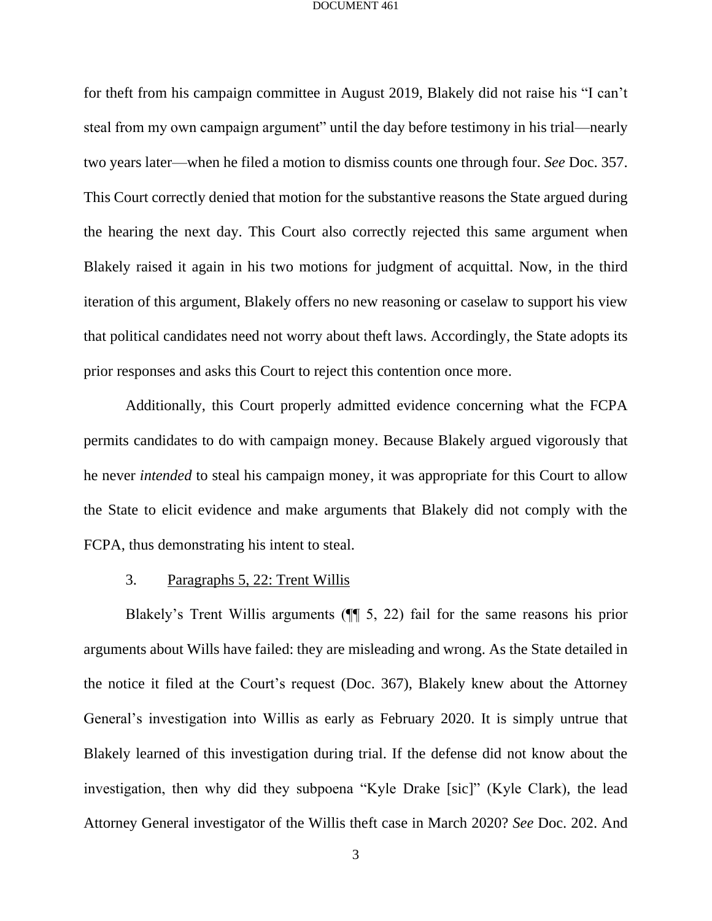for theft from his campaign committee in August 2019, Blakely did not raise his "I can't steal from my own campaign argument" until the day before testimony in his trial—nearly two years later—when he filed a motion to dismiss counts one through four. *See* Doc. 357. This Court correctly denied that motion for the substantive reasons the State argued during the hearing the next day. This Court also correctly rejected this same argument when Blakely raised it again in his two motions for judgment of acquittal. Now, in the third iteration of this argument, Blakely offers no new reasoning or caselaw to support his view that political candidates need not worry about theft laws. Accordingly, the State adopts its prior responses and asks this Court to reject this contention once more.

Additionally, this Court properly admitted evidence concerning what the FCPA permits candidates to do with campaign money. Because Blakely argued vigorously that he never *intended* to steal his campaign money, it was appropriate for this Court to allow the State to elicit evidence and make arguments that Blakely did not comply with the FCPA, thus demonstrating his intent to steal.

3. Paragraphs 5, 22: Trent Willis

Blakely's Trent Willis arguments (¶¶ 5, 22) fail for the same reasons his prior arguments about Wills have failed: they are misleading and wrong. As the State detailed in the notice it filed at the Court's request (Doc. 367), Blakely knew about the Attorney General's investigation into Willis as early as February 2020. It is simply untrue that Blakely learned of this investigation during trial. If the defense did not know about the investigation, then why did they subpoena "Kyle Drake [sic]" (Kyle Clark), the lead Attorney General investigator of the Willis theft case in March 2020? *See* Doc. 202. And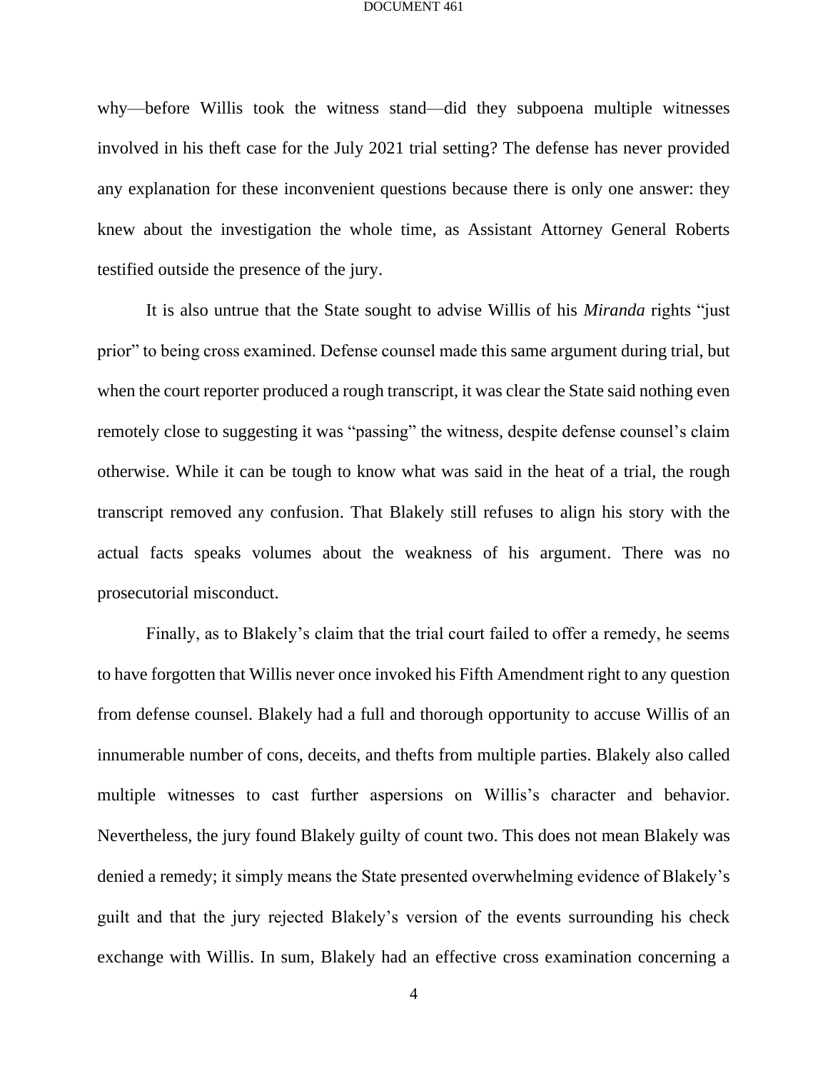why—before Willis took the witness stand—did they subpoena multiple witnesses involved in his theft case for the July 2021 trial setting? The defense has never provided any explanation for these inconvenient questions because there is only one answer: they knew about the investigation the whole time, as Assistant Attorney General Roberts testified outside the presence of the jury.

It is also untrue that the State sought to advise Willis of his *Miranda* rights "just prior" to being cross examined. Defense counsel made this same argument during trial, but when the court reporter produced a rough transcript, it was clear the State said nothing even remotely close to suggesting it was "passing" the witness, despite defense counsel's claim otherwise. While it can be tough to know what was said in the heat of a trial, the rough transcript removed any confusion. That Blakely still refuses to align his story with the actual facts speaks volumes about the weakness of his argument. There was no prosecutorial misconduct.

Finally, as to Blakely's claim that the trial court failed to offer a remedy, he seems to have forgotten that Willis never once invoked his Fifth Amendment right to any question from defense counsel. Blakely had a full and thorough opportunity to accuse Willis of an innumerable number of cons, deceits, and thefts from multiple parties. Blakely also called multiple witnesses to cast further aspersions on Willis's character and behavior. Nevertheless, the jury found Blakely guilty of count two. This does not mean Blakely was denied a remedy; it simply means the State presented overwhelming evidence of Blakely's guilt and that the jury rejected Blakely's version of the events surrounding his check exchange with Willis. In sum, Blakely had an effective cross examination concerning a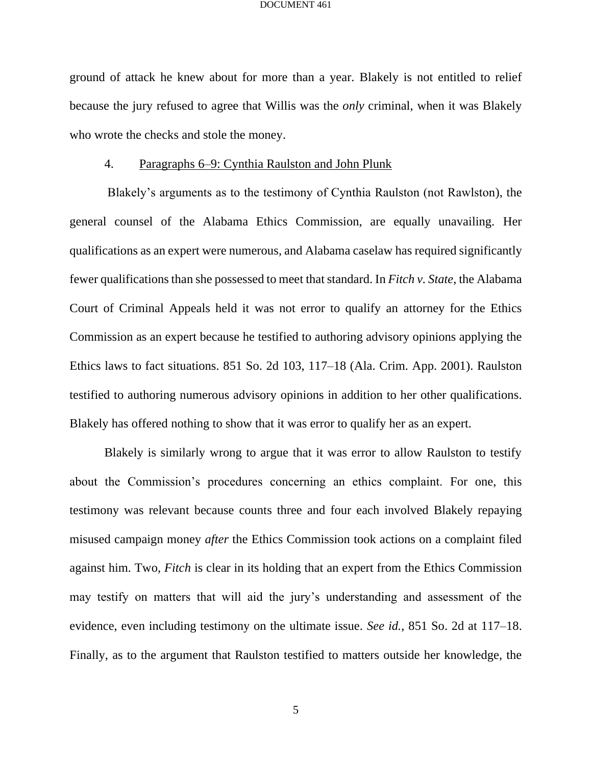ground of attack he knew about for more than a year. Blakely is not entitled to relief because the jury refused to agree that Willis was the *only* criminal, when it was Blakely who wrote the checks and stole the money.

4. Paragraphs 6–9: Cynthia Raulston and John Plunk

Blakely's arguments as to the testimony of Cynthia Raulston (not Rawlston), the general counsel of the Alabama Ethics Commission, are equally unavailing. Her qualifications as an expert were numerous, and Alabama caselaw has required significantly fewer qualifications than she possessed to meet that standard. In *Fitch v. State*, the Alabama Court of Criminal Appeals held it was not error to qualify an attorney for the Ethics Commission as an expert because he testified to authoring advisory opinions applying the Ethics laws to fact situations. 851 So. 2d 103, 117–18 (Ala. Crim. App. 2001). Raulston testified to authoring numerous advisory opinions in addition to her other qualifications. Blakely has offered nothing to show that it was error to qualify her as an expert.

Blakely is similarly wrong to argue that it was error to allow Raulston to testify about the Commission's procedures concerning an ethics complaint. For one, this testimony was relevant because counts three and four each involved Blakely repaying misused campaign money *after* the Ethics Commission took actions on a complaint filed against him. Two, *Fitch* is clear in its holding that an expert from the Ethics Commission may testify on matters that will aid the jury's understanding and assessment of the evidence, even including testimony on the ultimate issue. *See id.*, 851 So. 2d at 117–18. Finally, as to the argument that Raulston testified to matters outside her knowledge, the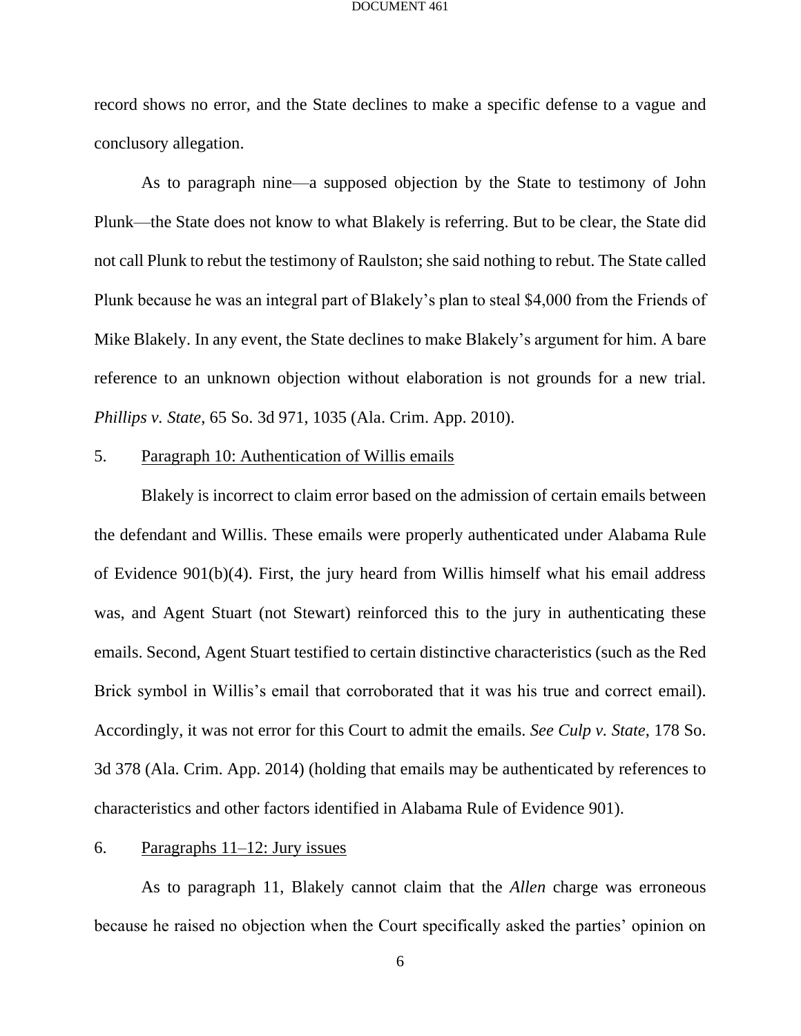record shows no error, and the State declines to make a specific defense to a vague and conclusory allegation.

As to paragraph nine—a supposed objection by the State to testimony of John Plunk—the State does not know to what Blakely is referring. But to be clear, the State did not call Plunk to rebut the testimony of Raulston; she said nothing to rebut. The State called Plunk because he was an integral part of Blakely's plan to steal $4,000 from the Friends of Mike Blakely. In any event, the State declines to make Blakely's argument for him. A bare reference to an unknown objection without elaboration is not grounds for a new trial. *Phillips v. State*, 65 So. 3d 971, 1035 (Ala. Crim. App. 2010).

5. Paragraph 10: Authentication of Willis emails

Blakely is incorrect to claim error based on the admission of certain emails between the defendant and Willis. These emails were properly authenticated under Alabama Rule of Evidence 901(b)(4). First, the jury heard from Willis himself what his email address was, and Agent Stuart (not Stewart) reinforced this to the jury in authenticating these emails. Second, Agent Stuart testified to certain distinctive characteristics (such as the Red Brick symbol in Willis's email that corroborated that it was his true and correct email). Accordingly, it was not error for this Court to admit the emails. *See Culp v. State*, 178 So. 3d 378 (Ala. Crim. App. 2014) (holding that emails may be authenticated by references to characteristics and other factors identified in Alabama Rule of Evidence 901).

6. Paragraphs 11–12: Jury issues

As to paragraph 11, Blakely cannot claim that the *Allen* charge was erroneous because he raised no objection when the Court specifically asked the parties' opinion on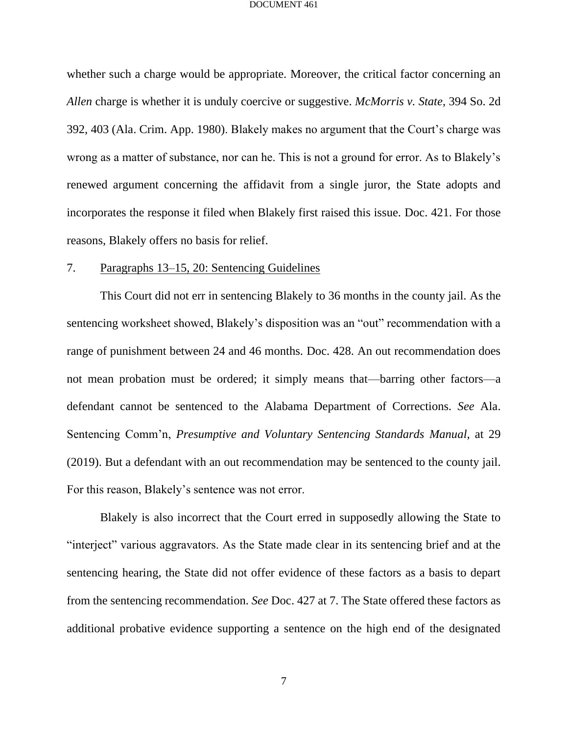whether such a charge would be appropriate. Moreover, the critical factor concerning an *Allen* charge is whether it is unduly coercive or suggestive. *McMorris v. State*, 394 So. 2d 392, 403 (Ala. Crim. App. 1980). Blakely makes no argument that the Court's charge was wrong as a matter of substance, nor can he. This is not a ground for error. As to Blakely's renewed argument concerning the affidavit from a single juror, the State adopts and incorporates the response it filed when Blakely first raised this issue. Doc. 421. For those reasons, Blakely offers no basis for relief.

7. <u>Paragraphs 13–15, 20: Sentencing Guidelines</u>

This Court did not err in sentencing Blakely to 36 months in the county jail. As the sentencing worksheet showed, Blakely's disposition was an "out" recommendation with a range of punishment between 24 and 46 months. Doc. 428. An out recommendation does not mean probation must be ordered; it simply means that—barring other factors—a defendant cannot be sentenced to the Alabama Department of Corrections. *See* Ala. Sentencing Comm'n, *Presumptive and Voluntary Sentencing Standards Manual*, at 29 (2019). But a defendant with an out recommendation may be sentenced to the county jail. For this reason, Blakely's sentence was not error.

Blakely is also incorrect that the Court erred in supposedly allowing the State to "interject" various aggravators. As the State made clear in its sentencing brief and at the sentencing hearing, the State did not offer evidence of these factors as a basis to depart from the sentencing recommendation. *See* Doc. 427 at 7. The State offered these factors as additional probative evidence supporting a sentence on the high end of the designated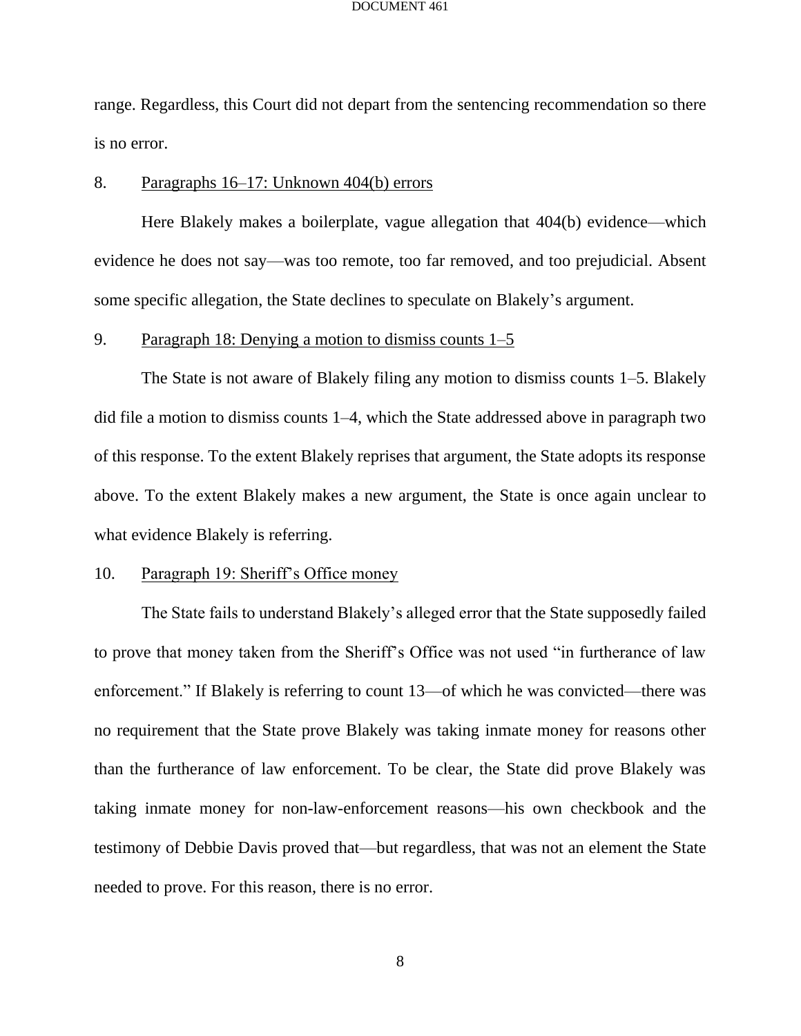range. Regardless, this Court did not depart from the sentencing recommendation so there is no error.

8. <u>Paragraphs 16–17: Unknown 404(b) errors</u>

Here Blakely makes a boilerplate, vague allegation that 404(b) evidence—which evidence he does not say—was too remote, too far removed, and too prejudicial. Absent some specific allegation, the State declines to speculate on Blakely's argument.

9. <u>Paragraph 18: Denying a motion to dismiss counts 1–5</u>

The State is not aware of Blakely filing any motion to dismiss counts 1–5. Blakely did file a motion to dismiss counts 1–4, which the State addressed above in paragraph two of this response. To the extent Blakely reprises that argument, the State adopts its response above. To the extent Blakely makes a new argument, the State is once again unclear to what evidence Blakely is referring.

10. <u>Paragraph 19: Sheriff's Office money</u>

The State fails to understand Blakely's alleged error that the State supposedly failed to prove that money taken from the Sheriff's Office was not used "in furtherance of law enforcement." If Blakely is referring to count 13—of which he was convicted—there was no requirement that the State prove Blakely was taking inmate money for reasons other than the furtherance of law enforcement. To be clear, the State did prove Blakely was taking inmate money for non-law-enforcement reasons—his own checkbook and the testimony of Debbie Davis proved that—but regardless, that was not an element the State needed to prove. For this reason, there is no error.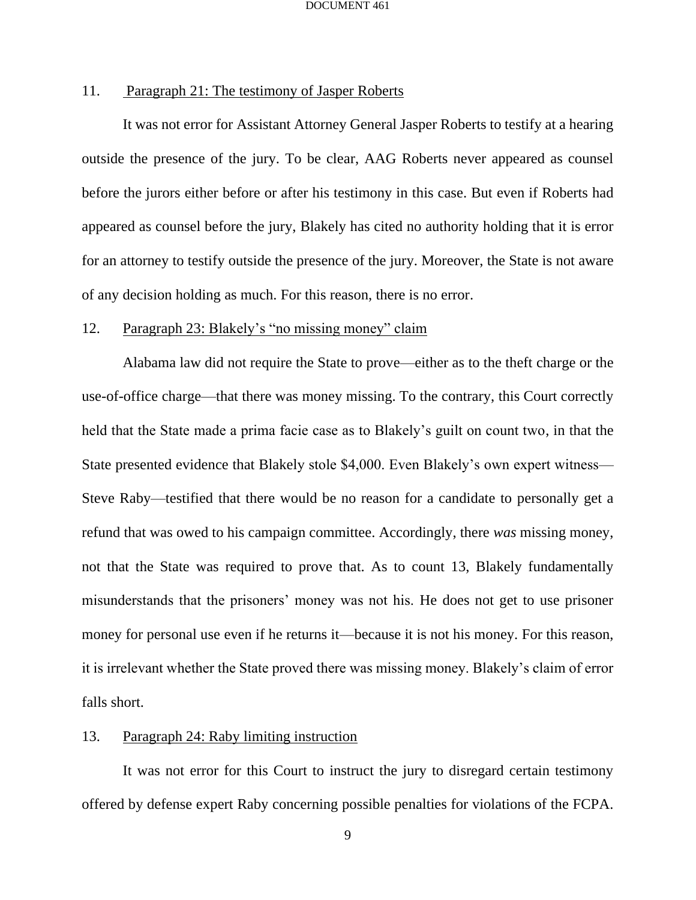11. Paragraph 21: The testimony of Jasper Roberts

It was not error for Assistant Attorney General Jasper Roberts to testify at a hearing outside the presence of the jury. To be clear, AAG Roberts never appeared as counsel before the jurors either before or after his testimony in this case. But even if Roberts had appeared as counsel before the jury, Blakely has cited no authority holding that it is error for an attorney to testify outside the presence of the jury. Moreover, the State is not aware of any decision holding as much. For this reason, there is no error.

12. Paragraph 23: Blakely's "no missing money" claim

Alabama law did not require the State to prove—either as to the theft charge or the use-of-office charge—that there was money missing. To the contrary, this Court correctly held that the State made a prima facie case as to Blakely's guilt on count two, in that the State presented evidence that Blakely stole $4,000. Even Blakely's own expert witness—Steve Raby—testified that there would be no reason for a candidate to personally get a refund that was owed to his campaign committee. Accordingly, there *was* missing money, not that the State was required to prove that. As to count 13, Blakely fundamentally misunderstands that the prisoners' money was not his. He does not get to use prisoner money for personal use even if he returns it—because it is not his money. For this reason, it is irrelevant whether the State proved there was missing money. Blakely's claim of error falls short.

13. Paragraph 24: Raby limiting instruction

It was not error for this Court to instruct the jury to disregard certain testimony offered by defense expert Raby concerning possible penalties for violations of the FCPA.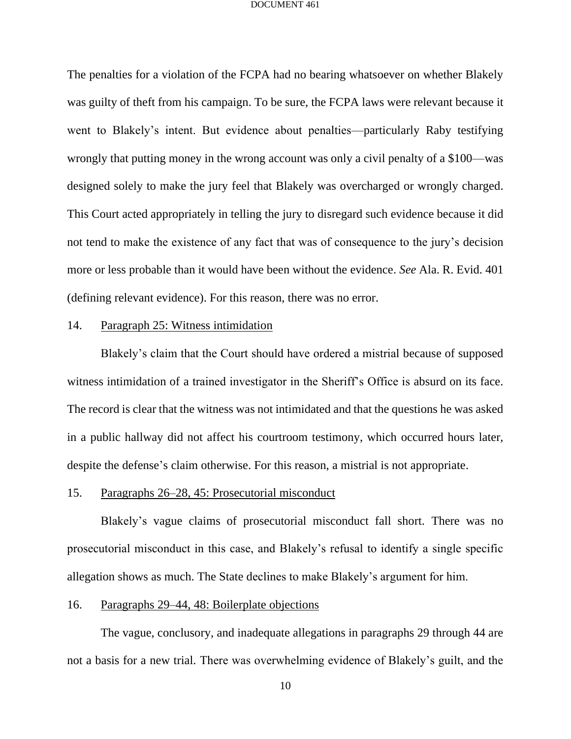The penalties for a violation of the FCPA had no bearing whatsoever on whether Blakely was guilty of theft from his campaign. To be sure, the FCPA laws were relevant because it went to Blakely's intent. But evidence about penalties—particularly Raby testifying wrongly that putting money in the wrong account was only a civil penalty of a $100—was designed solely to make the jury feel that Blakely was overcharged or wrongly charged. This Court acted appropriately in telling the jury to disregard such evidence because it did not tend to make the existence of any fact that was of consequence to the jury's decision more or less probable than it would have been without the evidence. *See* Ala. R. Evid. 401 (defining relevant evidence). For this reason, there was no error.

14. <u>Paragraph 25: Witness intimidation</u>

Blakely's claim that the Court should have ordered a mistrial because of supposed witness intimidation of a trained investigator in the Sheriff's Office is absurd on its face. The record is clear that the witness was not intimidated and that the questions he was asked in a public hallway did not affect his courtroom testimony, which occurred hours later, despite the defense's claim otherwise. For this reason, a mistrial is not appropriate.

15. <u>Paragraphs 26–28, 45: Prosecutorial misconduct</u>

Blakely's vague claims of prosecutorial misconduct fall short. There was no prosecutorial misconduct in this case, and Blakely's refusal to identify a single specific allegation shows as much. The State declines to make Blakely's argument for him.

16. <u>Paragraphs 29–44, 48: Boilerplate objections</u>

The vague, conclusory, and inadequate allegations in paragraphs 29 through 44 are not a basis for a new trial. There was overwhelming evidence of Blakely's guilt, and the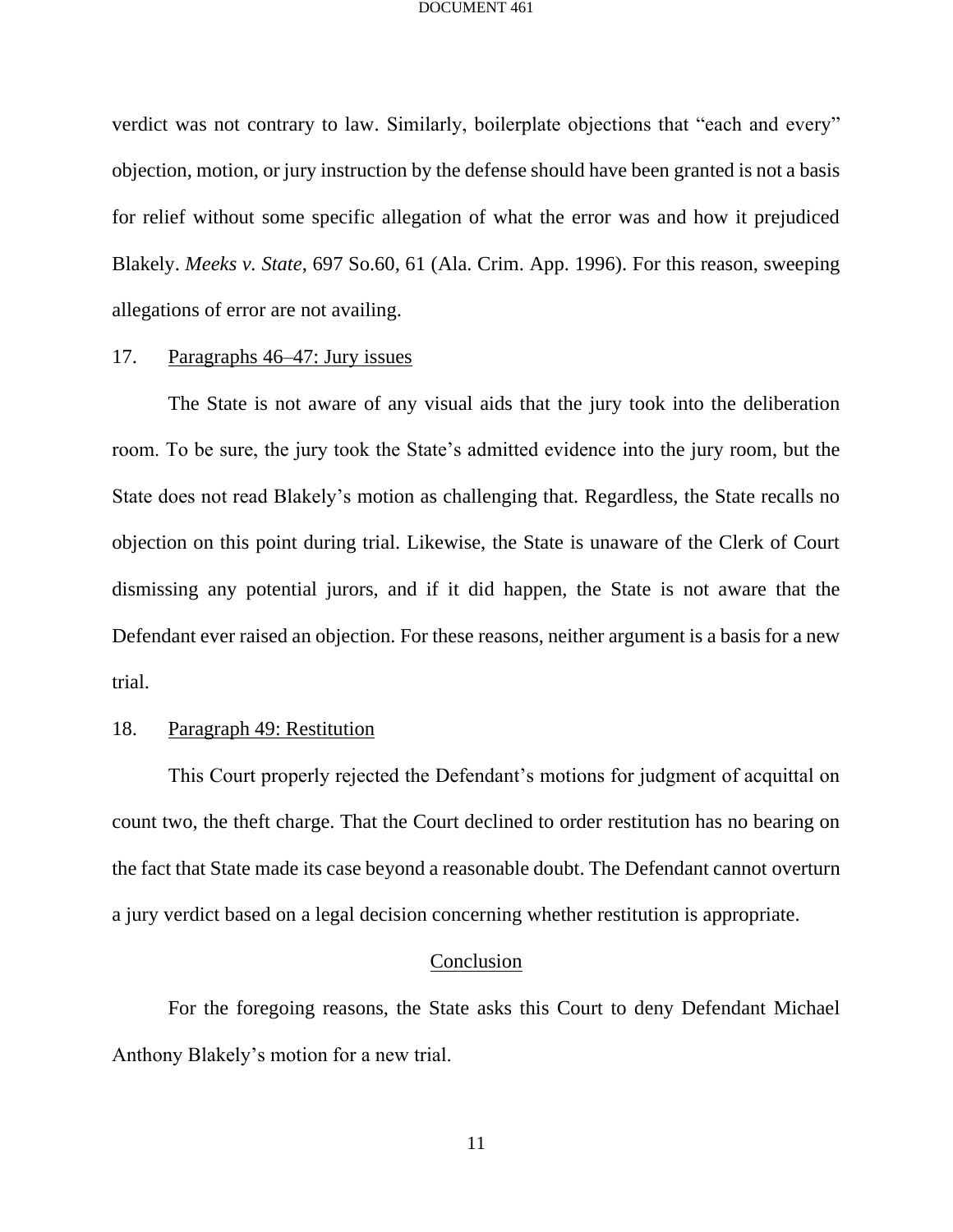verdict was not contrary to law. Similarly, boilerplate objections that "each and every" objection, motion, or jury instruction by the defense should have been granted is not a basis for relief without some specific allegation of what the error was and how it prejudiced Blakely. *Meeks v. State*, 697 So.60, 61 (Ala. Crim. App. 1996). For this reason, sweeping allegations of error are not availing.

17. <u>Paragraphs 46–47: Jury issues</u>

The State is not aware of any visual aids that the jury took into the deliberation room. To be sure, the jury took the State's admitted evidence into the jury room, but the State does not read Blakely's motion as challenging that. Regardless, the State recalls no objection on this point during trial. Likewise, the State is unaware of the Clerk of Court dismissing any potential jurors, and if it did happen, the State is not aware that the Defendant ever raised an objection. For these reasons, neither argument is a basis for a new trial.

18. <u>Paragraph 49: Restitution</u>

This Court properly rejected the Defendant's motions for judgment of acquittal on count two, the theft charge. That the Court declined to order restitution has no bearing on the fact that State made its case beyond a reasonable doubt. The Defendant cannot overturn a jury verdict based on a legal decision concerning whether restitution is appropriate.

## <u>Conclusion</u>

For the foregoing reasons, the State asks this Court to deny Defendant Michael Anthony Blakely's motion for a new trial.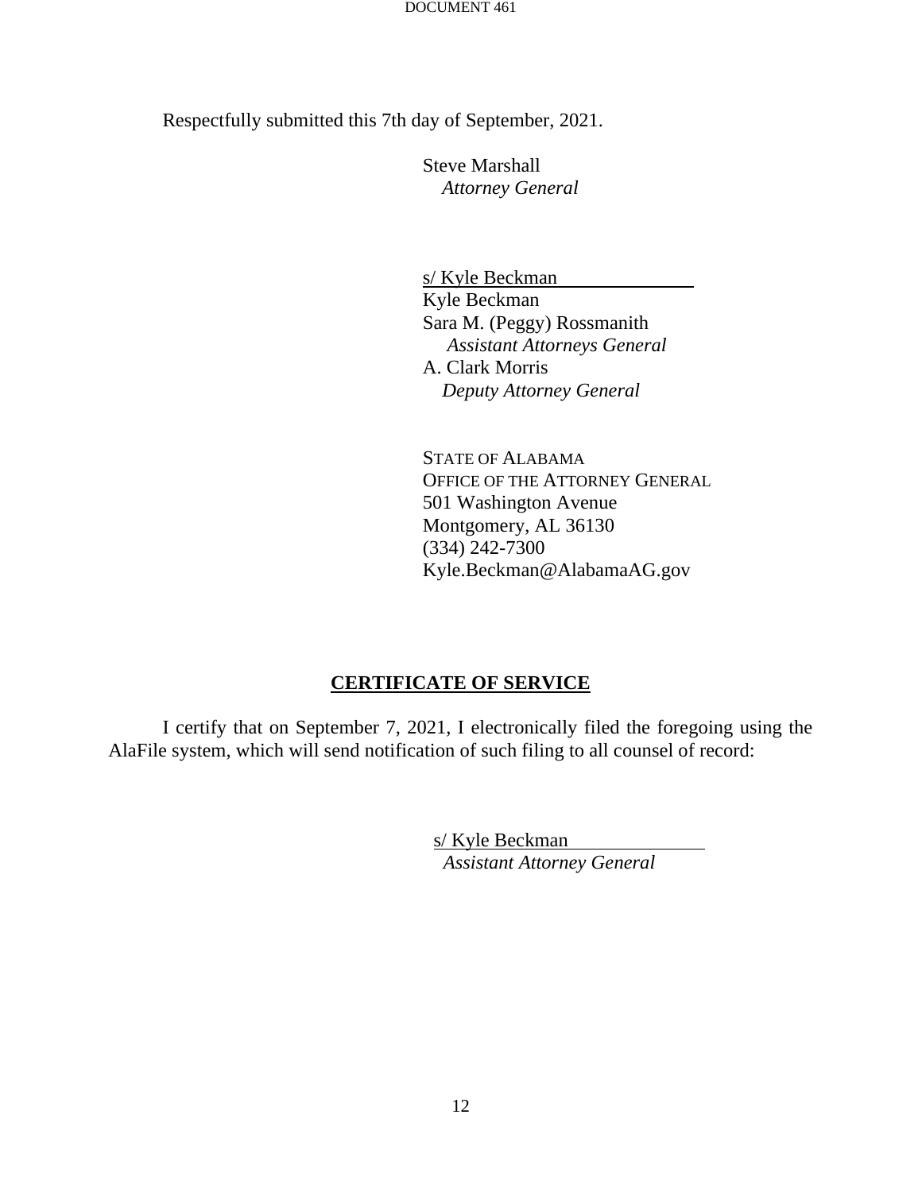Respectfully submitted this 7th day of September, 2021.

Steve Marshall
*Attorney General*

s/ Kyle Beckman
Kyle Beckman
Sara M. (Peggy) Rossmanith
*Assistant Attorneys General*
A. Clark Morris
*Deputy Attorney General*

STATE OF ALABAMA
OFFICE OF THE ATTORNEY GENERAL
501 Washington Avenue
Montgomery, AL 36130
(334) 242-7300
Kyle.Beckman@AlabamaAG.gov

## **CERTIFICATE OF SERVICE**

I certify that on September 7, 2021, I electronically filed the foregoing using the AlaFile system, which will send notification of such filing to all counsel of record:

s/ Kyle Beckman
*Assistant Attorney General*